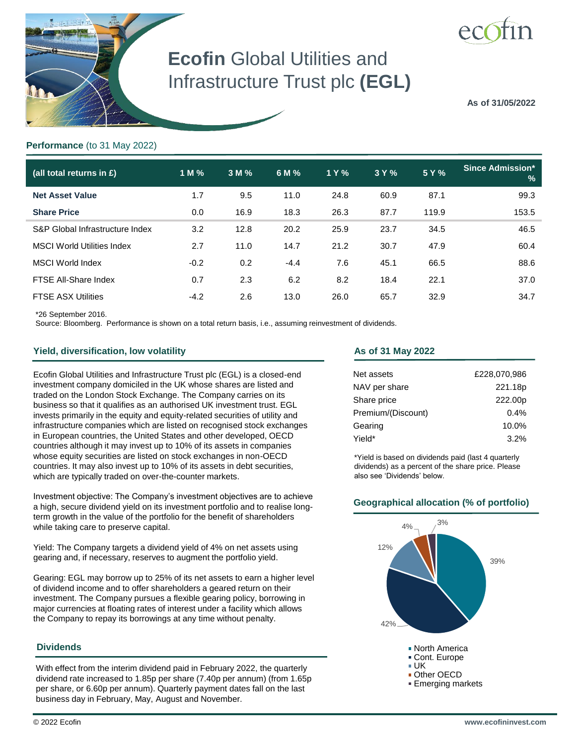# **Ecofin** Global Utilities and Infrastructure Trust plc **(EGL)**

**As of 31/05/2022**

## **Performance** (to 31 May 2022)

| (all total returns in £) | 1 M % | 3 M % | 6 M % | 1 Y % | 3 Y % | 5 Y % | Since Admission* % |
|---|---|---|---|---|---|---|---|
| **Net Asset Value** | 1.7 | 9.5 | 11.0 | 24.8 | 60.9 | 87.1 | 99.3 |
| **Share Price** | 0.0 | 16.9 | 18.3 | 26.3 | 87.7 | 119.9 | 153.5 |
| S&P Global Infrastructure Index | 3.2 | 12.8 | 20.2 | 25.9 | 23.7 | 34.5 | 46.5 |
| MSCI World Utilities Index | 2.7 | 11.0 | 14.7 | 21.2 | 30.7 | 47.9 | 60.4 |
| MSCI World Index | -0.2 | 0.2 | -4.4 | 7.6 | 45.1 | 66.5 | 88.6 |
| FTSE All-Share Index | 0.7 | 2.3 | 6.2 | 8.2 | 18.4 | 22.1 | 37.0 |
| FTSE ASX Utilities | -4.2 | 2.6 | 13.0 | 26.0 | 65.7 | 32.9 | 34.7 |

*26 September 2016.
Source: Bloomberg. Performance is shown on a total return basis, i.e., assuming reinvestment of dividends.

## Yield, diversification, low volatility

Ecofin Global Utilities and Infrastructure Trust plc (EGL) is a closed-end investment company domiciled in the UK whose shares are listed and traded on the London Stock Exchange. The Company carries on its business so that it qualifies as an authorised UK investment trust. EGL invests primarily in the equity and equity-related securities of utility and infrastructure companies which are listed on recognised stock exchanges in European countries, the United States and other developed, OECD countries although it may invest up to 10% of its assets in companies whose equity securities are listed on stock exchanges in non-OECD countries. It may also invest up to 10% of its assets in debt securities, which are typically traded on over-the-counter markets.

Investment objective: The Company's investment objectives are to achieve a high, secure dividend yield on its investment portfolio and to realise long-term growth in the value of the portfolio for the benefit of shareholders while taking care to preserve capital.

Yield: The Company targets a dividend yield of 4% on net assets using gearing and, if necessary, reserves to augment the portfolio yield.

Gearing: EGL may borrow up to 25% of its net assets to earn a higher level of dividend income and to offer shareholders a geared return on their investment. The Company pursues a flexible gearing policy, borrowing in major currencies at floating rates of interest under a facility which allows the Company to repay its borrowings at any time without penalty.

## Dividends

With effect from the interim dividend paid in February 2022, the quarterly dividend rate increased to 1.85p per share (7.40p per annum) (from 1.65p per share, or 6.60p per annum). Quarterly payment dates fall on the last business day in February, May, August and November.

## As of 31 May 2022

| | |
|---|---|
| Net assets | £228,070,986 |
| NAV per share | 221.18p |
| Share price | 222.00p |
| Premium/(Discount) | 0.4% |
| Gearing | 10.0% |
| Yield* | 3.2% |

*Yield is based on dividends paid (last 4 quarterly dividends) as a percent of the share price. Please also see 'Dividends' below.

## Geographical allocation (% of portfolio)

- North America: 39%
- Cont. Europe: 42%
- UK: 12%
- Other OECD: 4%
- Emerging markets: 3%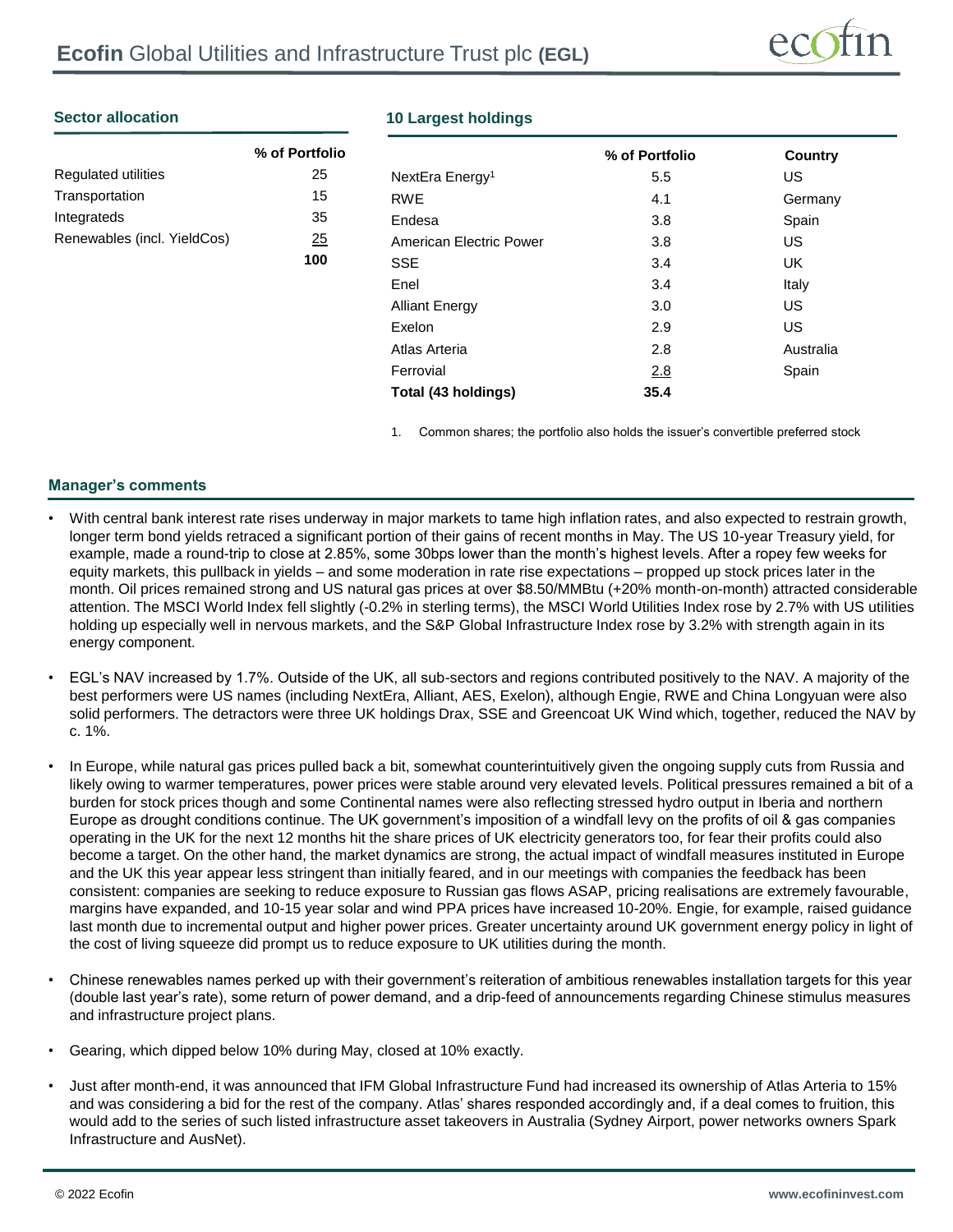## Sector allocation

| | % of Portfolio |
|---|---|
| Regulated utilities | 25 |
| Transportation | 15 |
| Integrateds | 35 |
| Renewables (incl. YieldCos) | 25 |
| | **100** |

## 10 Largest holdings

| | % of Portfolio | Country |
|---|---|---|
| NextEra Energy[1] | 5.5 | US |
| RWE | 4.1 | Germany |
| Endesa | 3.8 | Spain |
| American Electric Power | 3.8 | US |
| SSE | 3.4 | UK |
| Enel | 3.4 | Italy |
| Alliant Energy | 3.0 | US |
| Exelon | 2.9 | US |
| Atlas Arteria | 2.8 | Australia |
| Ferrovial | 2.8 | Spain |
| **Total (43 holdings)** | **35.4** | |

1. Common shares; the portfolio also holds the issuer's convertible preferred stock

## Manager's comments

- With central bank interest rate rises underway in major markets to tame high inflation rates, and also expected to restrain growth, longer term bond yields retraced a significant portion of their gains of recent months in May. The US 10-year Treasury yield, for example, made a round-trip to close at 2.85%, some 30bps lower than the month's highest levels. After a ropey few weeks for equity markets, this pullback in yields – and some moderation in rate rise expectations – propped up stock prices later in the month. Oil prices remained strong and US natural gas prices at over $8.50/MMBtu (+20% month-on-month) attracted considerable attention. The MSCI World Index fell slightly (-0.2% in sterling terms), the MSCI World Utilities Index rose by 2.7% with US utilities holding up especially well in nervous markets, and the S&P Global Infrastructure Index rose by 3.2% with strength again in its energy component.

- EGL's NAV increased by 1.7%. Outside of the UK, all sub-sectors and regions contributed positively to the NAV. A majority of the best performers were US names (including NextEra, Alliant, AES, Exelon), although Engie, RWE and China Longyuan were also solid performers. The detractors were three UK holdings Drax, SSE and Greencoat UK Wind which, together, reduced the NAV by c. 1%.

- In Europe, while natural gas prices pulled back a bit, somewhat counterintuitively given the ongoing supply cuts from Russia and likely owing to warmer temperatures, power prices were stable around very elevated levels. Political pressures remained a bit of a burden for stock prices though and some Continental names were also reflecting stressed hydro output in Iberia and northern Europe as drought conditions continue. The UK government's imposition of a windfall levy on the profits of oil & gas companies operating in the UK for the next 12 months hit the share prices of UK electricity generators too, for fear their profits could also become a target. On the other hand, the market dynamics are strong, the actual impact of windfall measures instituted in Europe and the UK this year appear less stringent than initially feared, and in our meetings with companies the feedback has been consistent: companies are seeking to reduce exposure to Russian gas flows ASAP, pricing realisations are extremely favourable, margins have expanded, and 10-15 year solar and wind PPA prices have increased 10-20%. Engie, for example, raised guidance last month due to incremental output and higher power prices. Greater uncertainty around UK government energy policy in light of the cost of living squeeze did prompt us to reduce exposure to UK utilities during the month.

- Chinese renewables names perked up with their government's reiteration of ambitious renewables installation targets for this year (double last year's rate), some return of power demand, and a drip-feed of announcements regarding Chinese stimulus measures and infrastructure project plans.

- Gearing, which dipped below 10% during May, closed at 10% exactly.

- Just after month-end, it was announced that IFM Global Infrastructure Fund had increased its ownership of Atlas Arteria to 15% and was considering a bid for the rest of the company. Atlas' shares responded accordingly and, if a deal comes to fruition, this would add to the series of such listed infrastructure asset takeovers in Australia (Sydney Airport, power networks owners Spark Infrastructure and AusNet).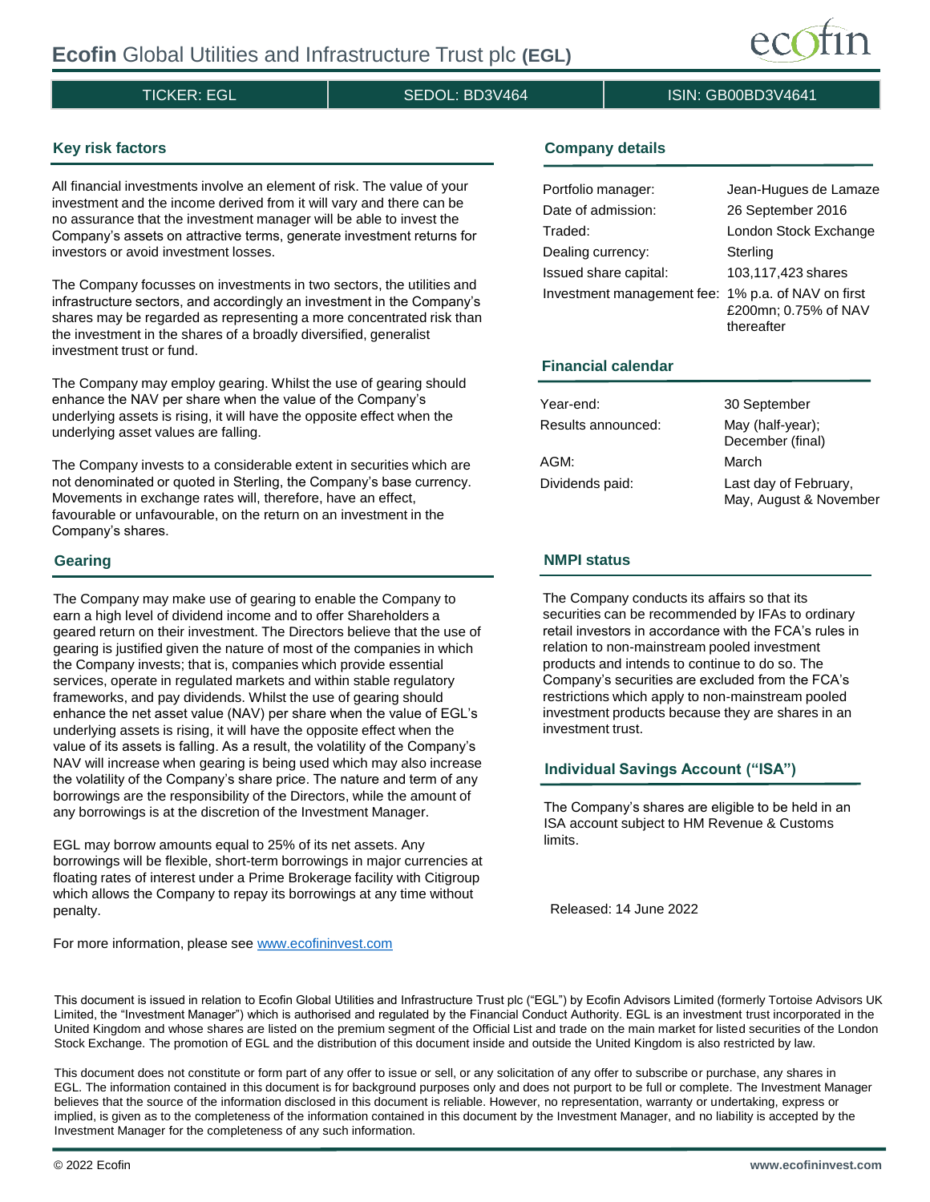# **Ecofin** Global Utilities and Infrastructure Trust plc **(EGL)**

| TICKER: EGL | SEDOL: BD3V464 | ISIN: GB00BD3V4641 |
| --- | --- | --- |

## Key risk factors

All financial investments involve an element of risk. The value of your investment and the income derived from it will vary and there can be no assurance that the investment manager will be able to invest the Company's assets on attractive terms, generate investment returns for investors or avoid investment losses.

The Company focusses on investments in two sectors, the utilities and infrastructure sectors, and accordingly an investment in the Company's shares may be regarded as representing a more concentrated risk than the investment in the shares of a broadly diversified, generalist investment trust or fund.

The Company may employ gearing. Whilst the use of gearing should enhance the NAV per share when the value of the Company's underlying assets is rising, it will have the opposite effect when the underlying asset values are falling.

The Company invests to a considerable extent in securities which are not denominated or quoted in Sterling, the Company's base currency. Movements in exchange rates will, therefore, have an effect, favourable or unfavourable, on the return on an investment in the Company's shares.

## Gearing

The Company may make use of gearing to enable the Company to earn a high level of dividend income and to offer Shareholders a geared return on their investment. The Directors believe that the use of gearing is justified given the nature of most of the companies in which the Company invests; that is, companies which provide essential services, operate in regulated markets and within stable regulatory frameworks, and pay dividends. Whilst the use of gearing should enhance the net asset value (NAV) per share when the value of EGL's underlying assets is rising, it will have the opposite effect when the value of its assets is falling. As a result, the volatility of the Company's NAV will increase when gearing is being used which may also increase the volatility of the Company's share price. The nature and term of any borrowings are the responsibility of the Directors, while the amount of any borrowings is at the discretion of the Investment Manager.

EGL may borrow amounts equal to 25% of its net assets. Any borrowings will be flexible, short-term borrowings in major currencies at floating rates of interest under a Prime Brokerage facility with Citigroup which allows the Company to repay its borrowings at any time without penalty.

For more information, please see www.ecofininvest.com

## Company details

| | |
| --- | --- |
| Portfolio manager: | Jean-Hugues de Lamaze |
| Date of admission: | 26 September 2016 |
| Traded: | London Stock Exchange |
| Dealing currency: | Sterling |
| Issued share capital: | 103,117,423 shares |
| Investment management fee: | 1% p.a. of NAV on first £200mn; 0.75% of NAV thereafter |

## Financial calendar

| | |
| --- | --- |
| Year-end: | 30 September |
| Results announced: | May (half-year); December (final) |
| AGM: | March |
| Dividends paid: | Last day of February, May, August & November |

## NMPI status

The Company conducts its affairs so that its securities can be recommended by IFAs to ordinary retail investors in accordance with the FCA's rules in relation to non-mainstream pooled investment products and intends to continue to do so. The Company's securities are excluded from the FCA's restrictions which apply to non-mainstream pooled investment products because they are shares in an investment trust.

## Individual Savings Account ("ISA")

The Company's shares are eligible to be held in an ISA account subject to HM Revenue & Customs limits.

Released: 14 June 2022

This document is issued in relation to Ecofin Global Utilities and Infrastructure Trust plc ("EGL") by Ecofin Advisors Limited (formerly Tortoise Advisors UK Limited, the "Investment Manager") which is authorised and regulated by the Financial Conduct Authority. EGL is an investment trust incorporated in the United Kingdom and whose shares are listed on the premium segment of the Official List and trade on the main market for listed securities of the London Stock Exchange. The promotion of EGL and the distribution of this document inside and outside the United Kingdom is also restricted by law.

This document does not constitute or form part of any offer to issue or sell, or any solicitation of any offer to subscribe or purchase, any shares in EGL. The information contained in this document is for background purposes only and does not purport to be full or complete. The Investment Manager believes that the source of the information disclosed in this document is reliable. However, no representation, warranty or undertaking, express or implied, is given as to the completeness of the information contained in this document by the Investment Manager, and no liability is accepted by the Investment Manager for the completeness of any such information.

© 2022 Ecofin

**www.ecofininvest.com**